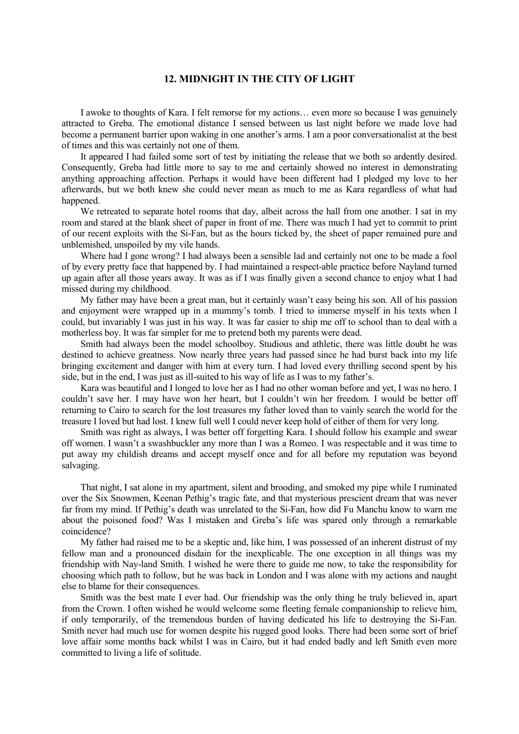## 12. MIDNIGHT IN THE CITY OF LIGHT

I awoke to thoughts of Kara. I felt remorse for my actions… even more so because I was genuinely attracted to Greba. The emotional distance I sensed between us last night before we made love had become a permanent barrier upon waking in one another's arms. I am a poor conversationalist at the best of times and this was certainly not one of them.

It appeared I had failed some sort of test by initiating the release that we both so ardently desired. Consequently, Greba had little more to say to me and certainly showed no interest in demonstrating anything approaching affection. Perhaps it would have been different had I pledged my love to her afterwards, but we both knew she could never mean as much to me as Kara regardless of what had happened.

We retreated to separate hotel rooms that day, albeit across the hall from one another. I sat in my room and stared at the blank sheet of paper in front of me. There was much I had yet to commit to print of our recent exploits with the Si-Fan, but as the hours ticked by, the sheet of paper remained pure and unblemished, unspoiled by my vile hands.

Where had I gone wrong? I had always been a sensible lad and certainly not one to be made a fool of by every pretty face that happened by. I had maintained a respect-able practice before Nayland turned up again after all those years away. It was as if I was finally given a second chance to enjoy what I had missed during my childhood.

My father may have been a great man, but it certainly wasn't easy being his son. All of his passion and enjoyment were wrapped up in a mummy's tomb. I tried to immerse myself in his texts when I could, but invariably I was just in his way. It was far easier to ship me off to school than to deal with a motherless boy. It was far simpler for me to pretend both my parents were dead.

Smith had always been the model schoolboy. Studious and athletic, there was little doubt he was destined to achieve greatness. Now nearly three years had passed since he had burst back into my life bringing excitement and danger with him at every turn. I had loved every thrilling second spent by his side, but in the end, I was just as ill-suited to his way of life as I was to my father's.

Kara was beautiful and I longed to love her as I had no other woman before and yet, I was no hero. I couldn't save her. I may have won her heart, but I couldn't win her freedom. I would be better off returning to Cairo to search for the lost treasures my father loved than to vainly search the world for the treasure I loved but had lost. I knew full well I could never keep hold of either of them for very long.

Smith was right as always, I was better off forgetting Kara. I should follow his example and swear off women. I wasn't a swashbuckler any more than I was a Romeo. I was respectable and it was time to put away my childish dreams and accept myself once and for all before my reputation was beyond salvaging.

That night, I sat alone in my apartment, silent and brooding, and smoked my pipe while I ruminated over the Six Snowmen, Keenan Pethig's tragic fate, and that mysterious prescient dream that was never far from my mind. If Pethig's death was unrelated to the Si-Fan, how did Fu Manchu know to warn me about the poisoned food? Was I mistaken and Greba's life was spared only through a remarkable coincidence?

My father had raised me to be a skeptic and, like him, I was possessed of an inherent distrust of my fellow man and a pronounced disdain for the inexplicable. The one exception in all things was my friendship with Nay-land Smith. I wished he were there to guide me now, to take the responsibility for choosing which path to follow, but he was back in London and I was alone with my actions and naught else to blame for their consequences.

Smith was the best mate I ever had. Our friendship was the only thing he truly believed in, apart from the Crown. I often wished he would welcome some fleeting female companionship to relieve him, if only temporarily, of the tremendous burden of having dedicated his life to destroying the Si-Fan. Smith never had much use for women despite his rugged good looks. There had been some sort of brief love affair some months back whilst I was in Cairo, but it had ended badly and left Smith even more committed to living a life of solitude.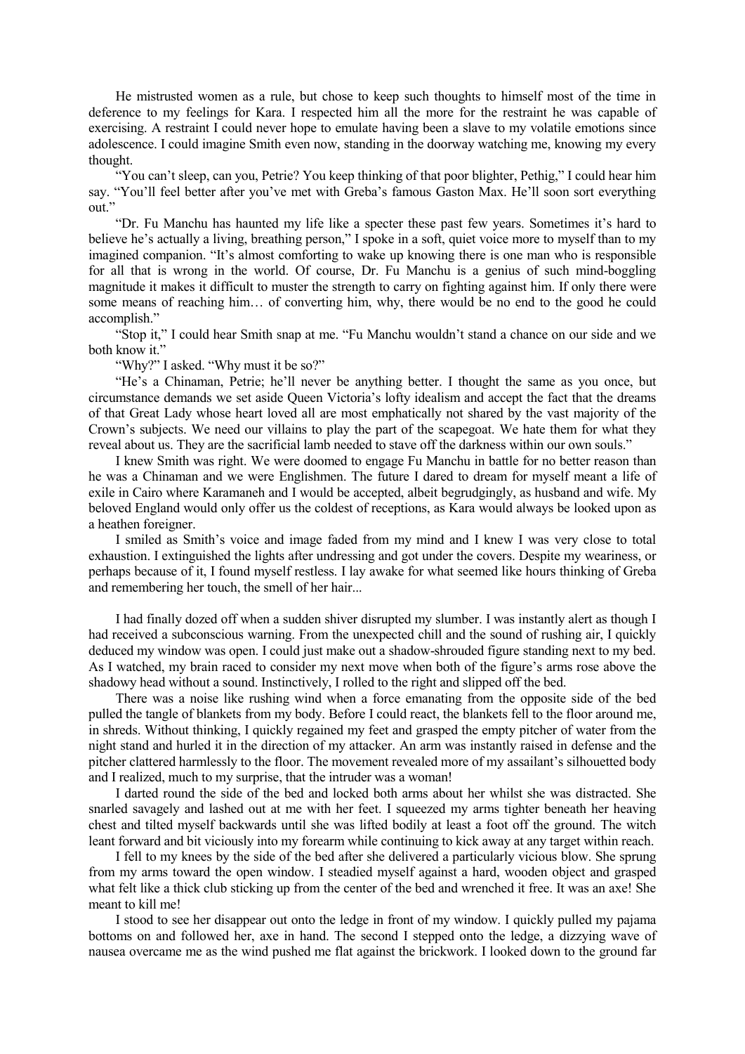He mistrusted women as a rule, but chose to keep such thoughts to himself most of the time in deference to my feelings for Kara. I respected him all the more for the restraint he was capable of exercising. A restraint I could never hope to emulate having been a slave to my volatile emotions since adolescence. I could imagine Smith even now, standing in the doorway watching me, knowing my every thought.

"You can't sleep, can you, Petrie? You keep thinking of that poor blighter, Pethig," I could hear him say. "You'll feel better after you've met with Greba's famous Gaston Max. He'll soon sort everything out."

"Dr. Fu Manchu has haunted my life like a specter these past few years. Sometimes it's hard to believe he's actually a living, breathing person," I spoke in a soft, quiet voice more to myself than to my imagined companion. "It's almost comforting to wake up knowing there is one man who is responsible for all that is wrong in the world. Of course, Dr. Fu Manchu is a genius of such mind-boggling magnitude it makes it difficult to muster the strength to carry on fighting against him. If only there were some means of reaching him… of converting him, why, there would be no end to the good he could accomplish."

"Stop it," I could hear Smith snap at me. "Fu Manchu wouldn't stand a chance on our side and we both know it."

"Why?" I asked. "Why must it be so?"

"He's a Chinaman, Petrie; he'll never be anything better. I thought the same as you once, but circumstance demands we set aside Queen Victoria's lofty idealism and accept the fact that the dreams of that Great Lady whose heart loved all are most emphatically not shared by the vast majority of the Crown's subjects. We need our villains to play the part of the scapegoat. We hate them for what they reveal about us. They are the sacrificial lamb needed to stave off the darkness within our own souls."

I knew Smith was right. We were doomed to engage Fu Manchu in battle for no better reason than he was a Chinaman and we were Englishmen. The future I dared to dream for myself meant a life of exile in Cairo where Karamaneh and I would be accepted, albeit begrudgingly, as husband and wife. My beloved England would only offer us the coldest of receptions, as Kara would always be looked upon as a heathen foreigner.

I smiled as Smith's voice and image faded from my mind and I knew I was very close to total exhaustion. I extinguished the lights after undressing and got under the covers. Despite my weariness, or perhaps because of it, I found myself restless. I lay awake for what seemed like hours thinking of Greba and remembering her touch, the smell of her hair...

I had finally dozed off when a sudden shiver disrupted my slumber. I was instantly alert as though I had received a subconscious warning. From the unexpected chill and the sound of rushing air, I quickly deduced my window was open. I could just make out a shadow-shrouded figure standing next to my bed. As I watched, my brain raced to consider my next move when both of the figure's arms rose above the shadowy head without a sound. Instinctively, I rolled to the right and slipped off the bed.

There was a noise like rushing wind when a force emanating from the opposite side of the bed pulled the tangle of blankets from my body. Before I could react, the blankets fell to the floor around me, in shreds. Without thinking, I quickly regained my feet and grasped the empty pitcher of water from the night stand and hurled it in the direction of my attacker. An arm was instantly raised in defense and the pitcher clattered harmlessly to the floor. The movement revealed more of my assailant's silhouetted body and I realized, much to my surprise, that the intruder was a woman!

I darted round the side of the bed and locked both arms about her whilst she was distracted. She snarled savagely and lashed out at me with her feet. I squeezed my arms tighter beneath her heaving chest and tilted myself backwards until she was lifted bodily at least a foot off the ground. The witch leant forward and bit viciously into my forearm while continuing to kick away at any target within reach.

I fell to my knees by the side of the bed after she delivered a particularly vicious blow. She sprung from my arms toward the open window. I steadied myself against a hard, wooden object and grasped what felt like a thick club sticking up from the center of the bed and wrenched it free. It was an axe! She meant to kill me!

I stood to see her disappear out onto the ledge in front of my window. I quickly pulled my pajama bottoms on and followed her, axe in hand. The second I stepped onto the ledge, a dizzying wave of nausea overcame me as the wind pushed me flat against the brickwork. I looked down to the ground far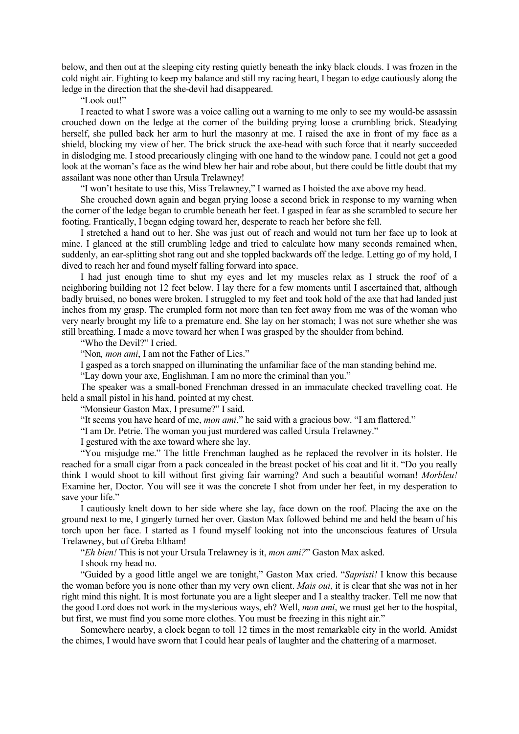below, and then out at the sleeping city resting quietly beneath the inky black clouds. I was frozen in the cold night air. Fighting to keep my balance and still my racing heart, I began to edge cautiously along the ledge in the direction that the she-devil had disappeared.

"Look out!"

I reacted to what I swore was a voice calling out a warning to me only to see my would-be assassin crouched down on the ledge at the corner of the building prying loose a crumbling brick. Steadying herself, she pulled back her arm to hurl the masonry at me. I raised the axe in front of my face as a shield, blocking my view of her. The brick struck the axe-head with such force that it nearly succeeded in dislodging me. I stood precariously clinging with one hand to the window pane. I could not get a good look at the woman's face as the wind blew her hair and robe about, but there could be little doubt that my assailant was none other than Ursula Trelawney!

"I won't hesitate to use this, Miss Trelawney," I warned as I hoisted the axe above my head.

She crouched down again and began prying loose a second brick in response to my warning when the corner of the ledge began to crumble beneath her feet. I gasped in fear as she scrambled to secure her footing. Frantically, I began edging toward her, desperate to reach her before she fell.

I stretched a hand out to her. She was just out of reach and would not turn her face up to look at mine. I glanced at the still crumbling ledge and tried to calculate how many seconds remained when, suddenly, an ear-splitting shot rang out and she toppled backwards off the ledge. Letting go of my hold, I dived to reach her and found myself falling forward into space.

I had just enough time to shut my eyes and let my muscles relax as I struck the roof of a neighboring building not 12 feet below. I lay there for a few moments until I ascertained that, although badly bruised, no bones were broken. I struggled to my feet and took hold of the axe that had landed just inches from my grasp. The crumpled form not more than ten feet away from me was of the woman who very nearly brought my life to a premature end. She lay on her stomach; I was not sure whether she was still breathing. I made a move toward her when I was grasped by the shoulder from behind.

"Who the Devil?" I cried.

"Non*, mon ami*, I am not the Father of Lies."

I gasped as a torch snapped on illuminating the unfamiliar face of the man standing behind me.

"Lay down your axe, Englishman. I am no more the criminal than you."

The speaker was a small-boned Frenchman dressed in an immaculate checked travelling coat. He held a small pistol in his hand, pointed at my chest.

"Monsieur Gaston Max, I presume?" I said.

"It seems you have heard of me, *mon ami*," he said with a gracious bow. "I am flattered."

"I am Dr. Petrie. The woman you just murdered was called Ursula Trelawney."

I gestured with the axe toward where she lay.

"You misjudge me." The little Frenchman laughed as he replaced the revolver in its holster. He reached for a small cigar from a pack concealed in the breast pocket of his coat and lit it. "Do you really think I would shoot to kill without first giving fair warning? And such a beautiful woman! *Morbleu!* Examine her, Doctor. You will see it was the concrete I shot from under her feet, in my desperation to save your life."

I cautiously knelt down to her side where she lay, face down on the roof. Placing the axe on the ground next to me, I gingerly turned her over. Gaston Max followed behind me and held the beam of his torch upon her face. I started as I found myself looking not into the unconscious features of Ursula Trelawney, but of Greba Eltham!

"*Eh bien!* This is not your Ursula Trelawney is it, *mon ami?*" Gaston Max asked.

I shook my head no.

"Guided by a good little angel we are tonight," Gaston Max cried. "*Sapristi!* I know this because the woman before you is none other than my very own client. *Mais oui*, it is clear that she was not in her right mind this night. It is most fortunate you are a light sleeper and I a stealthy tracker. Tell me now that the good Lord does not work in the mysterious ways, eh? Well, *mon ami*, we must get her to the hospital, but first, we must find you some more clothes. You must be freezing in this night air."

Somewhere nearby, a clock began to toll 12 times in the most remarkable city in the world. Amidst the chimes, I would have sworn that I could hear peals of laughter and the chattering of a marmoset.